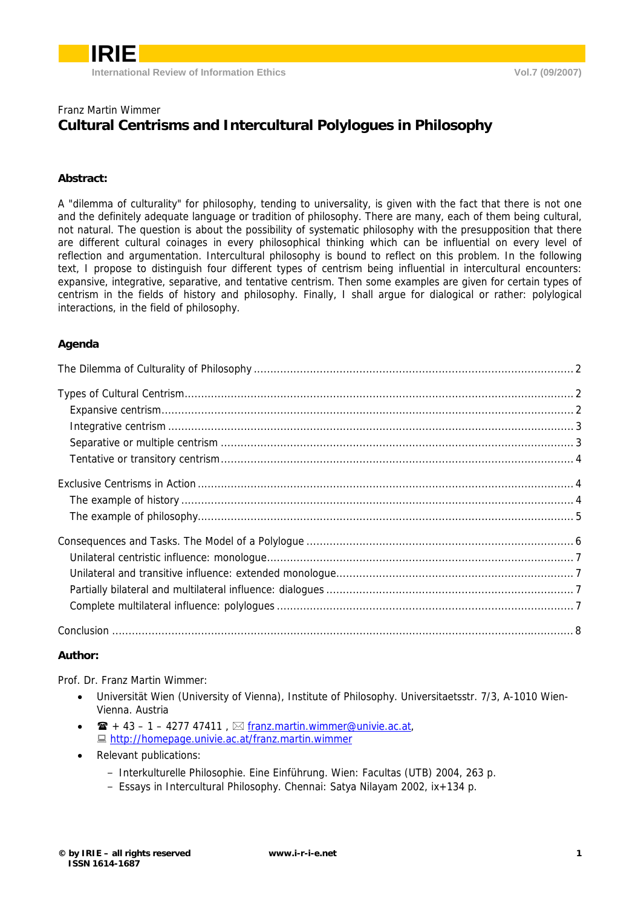Franz Martin Wimmer

# Cultural Centrisms and Intercultural Polylogues in Philosophy

## Abstract:

A "dilemma of culturality" for philosophy, tending to universality, is given with the fact that there is not one and the definitely adequate language or tradition of philosophy. There are many, each of them being cultural, not natural. The question is about the possibility of systematic philosophy with the presupposition that there are different cultural coinages in every philosophical thinking which can be influential on every level of reflection and argumentation. Intercultural philosophy is bound to reflect on this problem. In the following text, I propose to distinguish four different types of centrism being influential in intercultural encounters: expansive, integrative, separative, and tentative centrism. Then some examples are given for certain types of centrism in the fields of history and philosophy. Finally, I shall argue for dialogical or rather: polylogical interactions, in the field of philosophy.

## Agenda

The Dilemma of Culturality of Philosophy ........ 2

Types of Cultural Centrism ........ 2
- Expansive centrism ........ 2
- Integrative centrism ........ 3
- Separative or multiple centrism ........ 3
- Tentative or transitory centrism ........ 4

Exclusive Centrisms in Action ........ 4
- The example of history ........ 4
- The example of philosophy ........ 5

Consequences and Tasks. The Model of a Polylogue ........ 6
- Unilateral centristic influence: monologue ........ 7
- Unilateral and transitive influence: extended monologue ........ 7
- Partially bilateral and multilateral influence: dialogues ........ 7
- Complete multilateral influence: polylogues ........ 7

Conclusion ........ 8

## Author:

Prof. Dr. Franz Martin Wimmer:

- Universität Wien (University of Vienna), Institute of Philosophy. Universitaetsstr. 7/3, A-1010 Wien-Vienna. Austria
- ☎ + 43 – 1 – 4277 47411 , ✉ franz.martin.wimmer@univie.ac.at, 💻 http://homepage.univie.ac.at/franz.martin.wimmer
- Relevant publications:
  - Interkulturelle Philosophie. Eine Einführung. Wien: Facultas (UTB) 2004, 263 p.
  - Essays in Intercultural Philosophy. Chennai: Satya Nilayam 2002, ix+134 p.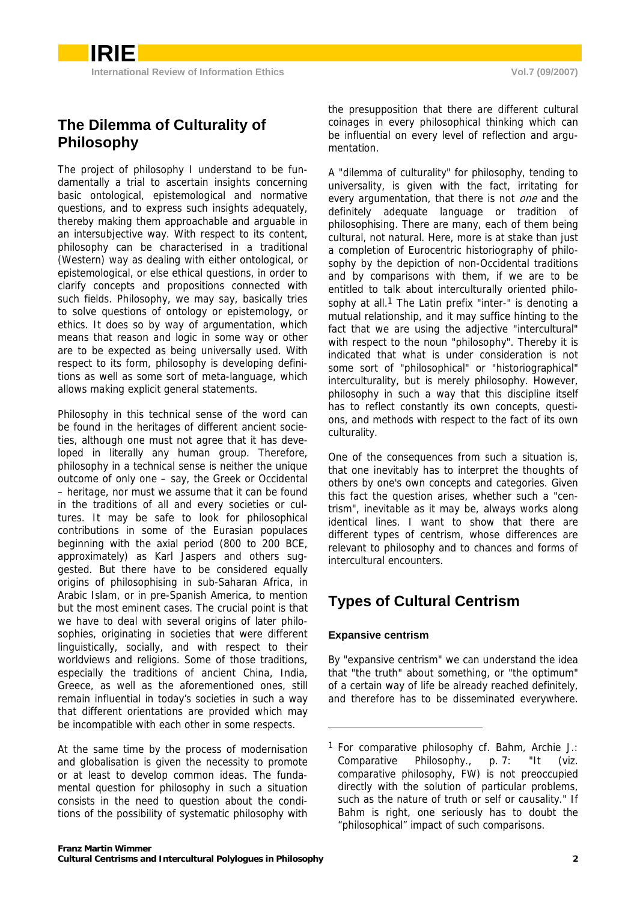## The Dilemma of Culturality of Philosophy

The project of philosophy I understand to be fundamentally a trial to ascertain insights concerning basic ontological, epistemological and normative questions, and to express such insights adequately, thereby making them approachable and arguable in an intersubjective way. With respect to its content, philosophy can be characterised in a traditional (Western) way as dealing with either ontological, or epistemological, or else ethical questions, in order to clarify concepts and propositions connected with such fields. Philosophy, we may say, basically tries to solve questions of ontology or epistemology, or ethics. It does so by way of argumentation, which means that reason and logic in some way or other are to be expected as being universally used. With respect to its form, philosophy is developing definitions as well as some sort of meta-language, which allows making explicit general statements.

Philosophy in this technical sense of the word can be found in the heritages of different ancient societies, although one must not agree that it has developed in literally any human group. Therefore, philosophy in a technical sense is neither the unique outcome of only one – say, the Greek or Occidental – heritage, nor must we assume that it can be found in the traditions of all and every societies or cultures. It may be safe to look for philosophical contributions in some of the Eurasian populaces beginning with the axial period (800 to 200 BCE, approximately) as Karl Jaspers and others suggested. But there have to be considered equally origins of philosophising in sub-Saharan Africa, in Arabic Islam, or in pre-Spanish America, to mention but the most eminent cases. The crucial point is that we have to deal with several origins of later philosophies, originating in societies that were different linguistically, socially, and with respect to their worldviews and religions. Some of those traditions, especially the traditions of ancient China, India, Greece, as well as the aforementioned ones, still remain influential in today's societies in such a way that different orientations are provided which may be incompatible with each other in some respects.

At the same time by the process of modernisation and globalisation is given the necessity to promote or at least to develop common ideas. The fundamental question for philosophy in such a situation consists in the need to question about the conditions of the possibility of systematic philosophy with the presupposition that there are different cultural coinages in every philosophical thinking which can be influential on every level of reflection and argumentation.

A "dilemma of culturality" for philosophy, tending to universality, is given with the fact, irritating for every argumentation, that there is not *one* and the definitely adequate language or tradition of philosophising. There are many, each of them being cultural, not natural. Here, more is at stake than just a completion of Eurocentric historiography of philosophy by the depiction of non-Occidental traditions and by comparisons with them, if we are to be entitled to talk about interculturally oriented philosophy at all.[1] The Latin prefix "inter-" is denoting a mutual relationship, and it may suffice hinting to the fact that we are using the adjective "intercultural" with respect to the noun "philosophy". Thereby it is indicated that what is under consideration is not some sort of "philosophical" or "historiographical" interculturality, but is merely philosophy. However, philosophy in such a way that this discipline itself has to reflect constantly its own concepts, questions, and methods with respect to the fact of its own culturality.

One of the consequences from such a situation is, that one inevitably has to interpret the thoughts of others by one's own concepts and categories. Given this fact the question arises, whether such a "centrism", inevitable as it may be, always works along identical lines. I want to show that there are different types of centrism, whose differences are relevant to philosophy and to chances and forms of intercultural encounters.

## Types of Cultural Centrism

### Expansive centrism

By "expansive centrism" we can understand the idea that "the truth" about something, or "the optimum" of a certain way of life be already reached definitely, and therefore has to be disseminated everywhere.

---

[1] For comparative philosophy cf. Bahm, Archie J.: Comparative Philosophy., p. 7: "It (viz. comparative philosophy, FW) is not preoccupied directly with the solution of particular problems, such as the nature of truth or self or causality." If Bahm is right, one seriously has to doubt the "philosophical" impact of such comparisons.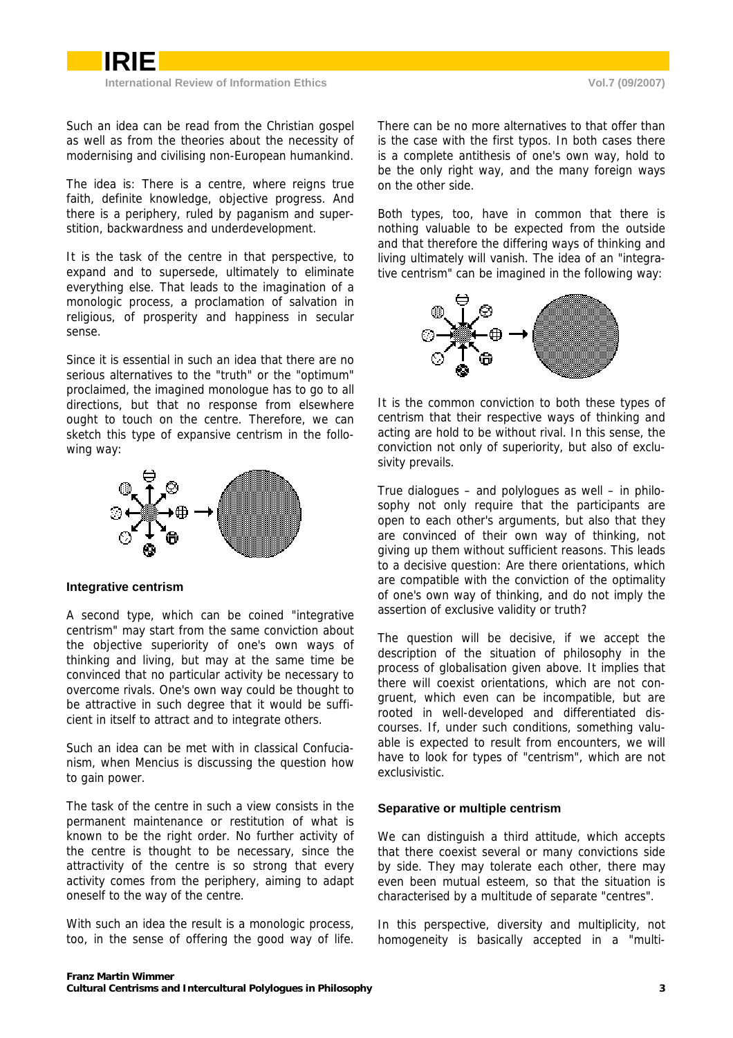Such an idea can be read from the Christian gospel as well as from the theories about the necessity of modernising and civilising non-European humankind.

The idea is: There is a centre, where reigns true faith, definite knowledge, objective progress. And there is a periphery, ruled by paganism and superstition, backwardness and underdevelopment.

It is the task of the centre in that perspective, to expand and to supersede, ultimately to eliminate everything else. That leads to the imagination of a monologic process, a proclamation of salvation in religious, of prosperity and happiness in secular sense.

Since it is essential in such an idea that there are no serious alternatives to the "truth" or the "optimum" proclaimed, the imagined monologue has to go to all directions, but that no response from elsewhere ought to touch on the centre. Therefore, we can sketch this type of expansive centrism in the following way:

### Integrative centrism

A second type, which can be coined "integrative centrism" may start from the same conviction about the objective superiority of one's own ways of thinking and living, but may at the same time be convinced that no particular activity be necessary to overcome rivals. One's own way could be thought to be attractive in such degree that it would be sufficient in itself to attract and to integrate others.

Such an idea can be met with in classical Confucianism, when Mencius is discussing the question how to gain power.

The task of the centre in such a view consists in the permanent maintenance or restitution of what is known to be the right order. No further activity of the centre is thought to be necessary, since the attractivity of the centre is so strong that every activity comes from the periphery, aiming to adapt oneself to the way of the centre.

With such an idea the result is a monologic process, too, in the sense of offering the good way of life. There can be no more alternatives to that offer than is the case with the first typos. In both cases there is a complete antithesis of one's own way, hold to be the only right way, and the many foreign ways on the other side.

Both types, too, have in common that there is nothing valuable to be expected from the outside and that therefore the differing ways of thinking and living ultimately will vanish. The idea of an "integrative centrism" can be imagined in the following way:

It is the common conviction to both these types of centrism that their respective ways of thinking and acting are hold to be without rival. In this sense, the conviction not only of superiority, but also of exclusivity prevails.

True dialogues – and polylogues as well – in philosophy not only require that the participants are open to each other's arguments, but also that they are convinced of their own way of thinking, not giving up them without sufficient reasons. This leads to a decisive question: Are there orientations, which are compatible with the conviction of the optimality of one's own way of thinking, and do not imply the assertion of exclusive validity or truth?

The question will be decisive, if we accept the description of the situation of philosophy in the process of globalisation given above. It implies that there will coexist orientations, which are not congruent, which even can be incompatible, but are rooted in well-developed and differentiated discourses. If, under such conditions, something valuable is expected to result from encounters, we will have to look for types of "centrism", which are not exclusivistic.

### Separative or multiple centrism

We can distinguish a third attitude, which accepts that there coexist several or many convictions side by side. They may tolerate each other, there may even been mutual esteem, so that the situation is characterised by a multitude of separate "centres".

In this perspective, diversity and multiplicity, not homogeneity is basically accepted in a "multi-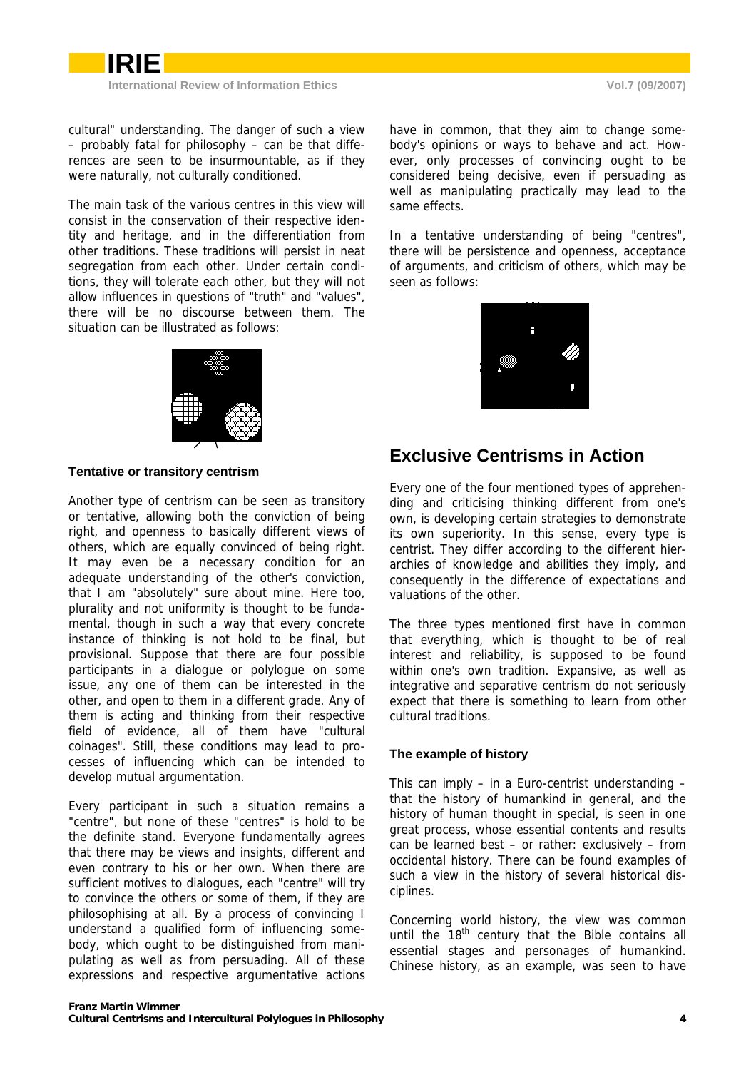cultural" understanding. The danger of such a view – probably fatal for philosophy – can be that differences are seen to be insurmountable, as if they were naturally, not culturally conditioned.

The main task of the various centres in this view will consist in the conservation of their respective identity and heritage, and in the differentiation from other traditions. These traditions will persist in neat segregation from each other. Under certain conditions, they will tolerate each other, but they will not allow influences in questions of "truth" and "values", there will be no discourse between them. The situation can be illustrated as follows:

#### Tentative or transitory centrism

Another type of centrism can be seen as transitory or tentative, allowing both the conviction of being right, and openness to basically different views of others, which are equally convinced of being right. It may even be a necessary condition for an adequate understanding of the other's conviction, that I am "absolutely" sure about mine. Here too, plurality and not uniformity is thought to be fundamental, though in such a way that every concrete instance of thinking is not hold to be final, but provisional. Suppose that there are four possible participants in a dialogue or polylogue on some issue, any one of them can be interested in the other, and open to them in a different grade. Any of them is acting and thinking from their respective field of evidence, all of them have "cultural coinages". Still, these conditions may lead to processes of influencing which can be intended to develop mutual argumentation.

Every participant in such a situation remains a "centre", but none of these "centres" is hold to be the definite stand. Everyone fundamentally agrees that there may be views and insights, different and even contrary to his or her own. When there are sufficient motives to dialogues, each "centre" will try to convince the others or some of them, if they are philosophising at all. By a process of convincing I understand a qualified form of influencing somebody, which ought to be distinguished from manipulating as well as from persuading. All of these expressions and respective argumentative actions have in common, that they aim to change somebody's opinions or ways to behave and act. However, only processes of convincing ought to be considered being decisive, even if persuading as well as manipulating practically may lead to the same effects.

In a tentative understanding of being "centres", there will be persistence and openness, acceptance of arguments, and criticism of others, which may be seen as follows:

## Exclusive Centrisms in Action

Every one of the four mentioned types of apprehending and criticising thinking different from one's own, is developing certain strategies to demonstrate its own superiority. In this sense, every type is centrist. They differ according to the different hierarchies of knowledge and abilities they imply, and consequently in the difference of expectations and valuations of the other.

The three types mentioned first have in common that everything, which is thought to be of real interest and reliability, is supposed to be found within one's own tradition. Expansive, as well as integrative and separative centrism do not seriously expect that there is something to learn from other cultural traditions.

#### The example of history

This can imply – in a Euro-centrist understanding – that the history of humankind in general, and the history of human thought in special, is seen in one great process, whose essential contents and results can be learned best – or rather: exclusively – from occidental history. There can be found examples of such a view in the history of several historical disciplines.

Concerning world history, the view was common until the 18th century that the Bible contains all essential stages and personages of humankind. Chinese history, as an example, was seen to have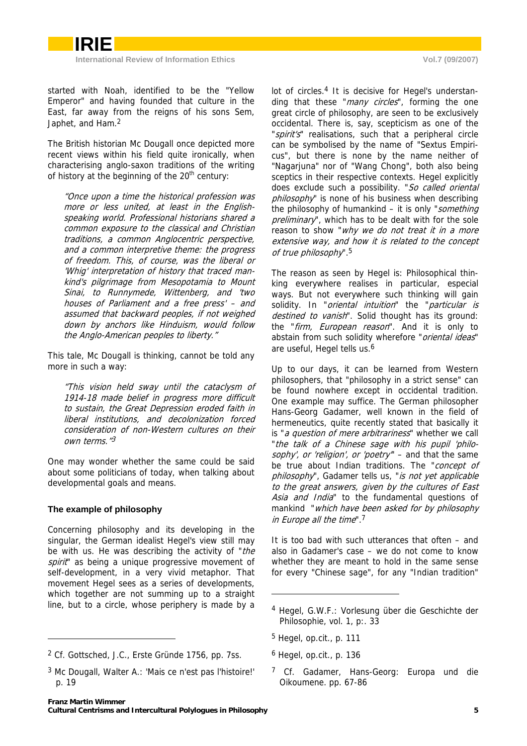started with Noah, identified to be the "Yellow Emperor" and having founded that culture in the East, far away from the reigns of his sons Sem, Japhet, and Ham.[2]

The British historian Mc Dougall once depicted more recent views within his field quite ironically, when characterising anglo-saxon traditions of the writing of history at the beginning of the 20th century:

> *"Once upon a time the historical profession was more or less united, at least in the English-speaking world. Professional historians shared a common exposure to the classical and Christian traditions, a common Anglocentric perspective, and a common interpretive theme: the progress of freedom. This, of course, was the liberal or 'Whig' interpretation of history that traced mankind's pilgrimage from Mesopotamia to Mount Sinai, to Runnymede, Wittenberg, and 'two houses of Parliament and a free press' – and assumed that backward peoples, if not weighed down by anchors like Hinduism, would follow the Anglo-American peoples to liberty."*

This tale, Mc Dougall is thinking, cannot be told any more in such a way:

> *"This vision held sway until the cataclysm of 1914-18 made belief in progress more difficult to sustain, the Great Depression eroded faith in liberal institutions, and decolonization forced consideration of non-Western cultures on their own terms."*[3]

One may wonder whether the same could be said about some politicians of today, when talking about developmental goals and means.

### The example of philosophy

Concerning philosophy and its developing in the singular, the German idealist Hegel's view still may be with us. He was describing the activity of "*the spirit*" as being a unique progressive movement of self-development, in a very vivid metaphor. That movement Hegel sees as a series of developments, which together are not summing up to a straight line, but to a circle, whose periphery is made by a lot of circles.[4] It is decisive for Hegel's understanding that these "*many circles*", forming the one great circle of philosophy, are seen to be exclusively occidental. There is, say, scepticism as one of the "*spirit's*" realisations, such that a peripheral circle can be symbolised by the name of "Sextus Empiricus", but there is none by the name neither of "Nagarjuna" nor of "Wang Chong", both also being sceptics in their respective contexts. Hegel explicitly does exclude such a possibility. "*So called oriental philosophy*" is none of his business when describing the philosophy of humankind – it is only "*something preliminary*", which has to be dealt with for the sole reason to show "*why we do not treat it in a more extensive way, and how it is related to the concept of true philosophy*".[5]

The reason as seen by Hegel is: Philosophical thinking everywhere realises in particular, especial ways. But not everywhere such thinking will gain solidity. In "*oriental intuition*" the "*particular is destined to vanish*". Solid thought has its ground: the "*firm, European reason*". And it is only to abstain from such solidity wherefore "*oriental ideas*" are useful, Hegel tells us.[6]

Up to our days, it can be learned from Western philosophers, that "philosophy in a strict sense" can be found nowhere except in occidental tradition. One example may suffice. The German philosopher Hans-Georg Gadamer, well known in the field of hermeneutics, quite recently stated that basically it is "*a question of mere arbitrariness*" whether we call "*the talk of a Chinese sage with his pupil 'philosophy', or 'religion', or 'poetry'*" – and that the same be true about Indian traditions. The "*concept of philosophy*", Gadamer tells us, "*is not yet applicable to the great answers, given by the cultures of East Asia and India*" to the fundamental questions of mankind "*which have been asked for by philosophy in Europe all the time*".[7]

It is too bad with such utterances that often – and also in Gadamer's case – we do not come to know whether they are meant to hold in the same sense for every "Chinese sage", for any "Indian tradition"

---

[2] Cf. Gottsched, J.C., Erste Gründe 1756, pp. 7ss.

[3] Mc Dougall, Walter A.: 'Mais ce n'est pas l'histoire!' p. 19

[4] Hegel, G.W.F.: Vorlesung über die Geschichte der Philosophie, vol. 1, p:. 33

[5] Hegel, op.cit., p. 111

[6] Hegel, op.cit., p. 136

[7] Cf. Gadamer, Hans-Georg: Europa und die Oikoumene. pp. 67-86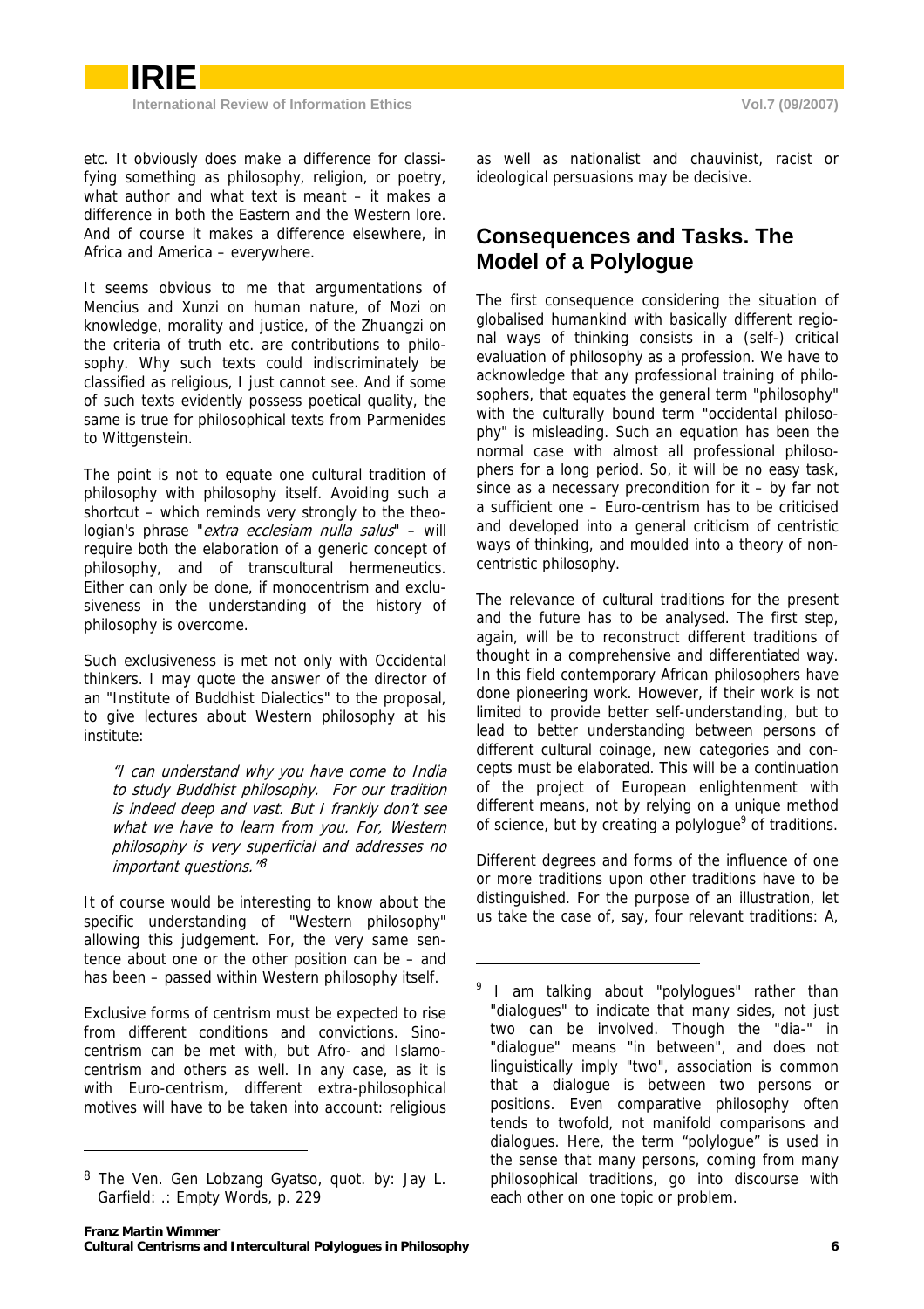etc. It obviously does make a difference for classifying something as philosophy, religion, or poetry, what author and what text is meant – it makes a difference in both the Eastern and the Western lore. And of course it makes a difference elsewhere, in Africa and America – everywhere.

It seems obvious to me that argumentations of Mencius and Xunzi on human nature, of Mozi on knowledge, morality and justice, of the Zhuangzi on the criteria of truth etc. are contributions to philosophy. Why such texts could indiscriminately be classified as religious, I just cannot see. And if some of such texts evidently possess poetical quality, the same is true for philosophical texts from Parmenides to Wittgenstein.

The point is not to equate one cultural tradition of philosophy with philosophy itself. Avoiding such a shortcut – which reminds very strongly to the theologian's phrase "*extra ecclesiam nulla salus*" – will require both the elaboration of a generic concept of philosophy, and of transcultural hermeneutics. Either can only be done, if monocentrism and exclusiveness in the understanding of the history of philosophy is overcome.

Such exclusiveness is met not only with Occidental thinkers. I may quote the answer of the director of an "Institute of Buddhist Dialectics" to the proposal, to give lectures about Western philosophy at his institute:

> *"I can understand why you have come to India to study Buddhist philosophy. For our tradition is indeed deep and vast. But I frankly don't see what we have to learn from you. For, Western philosophy is very superficial and addresses no important questions."*[8]

It of course would be interesting to know about the specific understanding of "Western philosophy" allowing this judgement. For, the very same sentence about one or the other position can be – and has been – passed within Western philosophy itself.

Exclusive forms of centrism must be expected to rise from different conditions and convictions. Sinocentrism can be met with, but Afro- and Islamocentrism and others as well. In any case, as it is with Euro-centrism, different extra-philosophical motives will have to be taken into account: religious as well as nationalist and chauvinist, racist or ideological persuasions may be decisive.

## Consequences and Tasks. The Model of a Polylogue

The first consequence considering the situation of globalised humankind with basically different regional ways of thinking consists in a (self-) critical evaluation of philosophy as a profession. We have to acknowledge that any professional training of philosophers, that equates the general term "philosophy" with the culturally bound term "occidental philosophy" is misleading. Such an equation has been the normal case with almost all professional philosophers for a long period. So, it will be no easy task, since as a necessary precondition for it – by far not a sufficient one – Euro-centrism has to be criticised and developed into a general criticism of centristic ways of thinking, and moulded into a theory of non-centristic philosophy.

The relevance of cultural traditions for the present and the future has to be analysed. The first step, again, will be to reconstruct different traditions of thought in a comprehensive and differentiated way. In this field contemporary African philosophers have done pioneering work. However, if their work is not limited to provide better self-understanding, but to lead to better understanding between persons of different cultural coinage, new categories and concepts must be elaborated. This will be a continuation of the project of European enlightenment with different means, not by relying on a unique method of science, but by creating a polylogue[9] of traditions.

Different degrees and forms of the influence of one or more traditions upon other traditions have to be distinguished. For the purpose of an illustration, let us take the case of, say, four relevant traditions: A,

---

[8] The Ven. Gen Lobzang Gyatso, quot. by: Jay L. Garfield: .: Empty Words, p. 229

[9] I am talking about "polylogues" rather than "dialogues" to indicate that many sides, not just two can be involved. Though the "dia-" in "dialogue" means "in between", and does not linguistically imply "two", association is common that a dialogue is between two persons or positions. Even comparative philosophy often tends to twofold, not manifold comparisons and dialogues. Here, the term "polylogue" is used in the sense that many persons, coming from many philosophical traditions, go into discourse with each other on one topic or problem.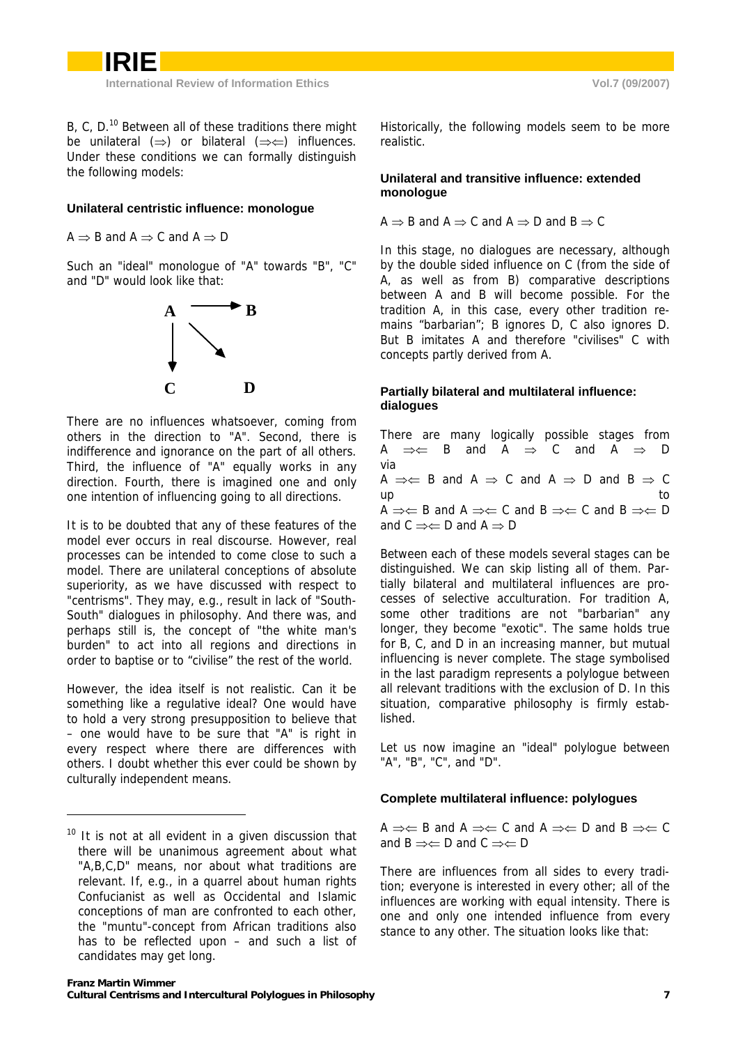B, C, D.[10] Between all of these traditions there might be unilateral ($\Rightarrow$) or bilateral ($\Rightarrow\Leftarrow$) influences. Under these conditions we can formally distinguish the following models:

#### Unilateral centristic influence: monologue

$A \Rightarrow B$ and $A \Rightarrow C$ and $A \Rightarrow D$

Such an "ideal" monologue of "A" towards "B", "C" and "D" would look like that:

There are no influences whatsoever, coming from others in the direction to "A". Second, there is indifference and ignorance on the part of all others. Third, the influence of "A" equally works in any direction. Fourth, there is imagined one and only one intention of influencing going to all directions.

It is to be doubted that any of these features of the model ever occurs in real discourse. However, real processes can be intended to come close to such a model. There are unilateral conceptions of absolute superiority, as we have discussed with respect to "centrisms". They may, e.g., result in lack of "South-South" dialogues in philosophy. And there was, and perhaps still is, the concept of "the white man's burden" to act into all regions and directions in order to baptise or to "civilise" the rest of the world.

However, the idea itself is not realistic. Can it be something like a regulative ideal? One would have to hold a very strong presupposition to believe that – one would have to be sure that "A" is right in every respect where there are differences with others. I doubt whether this ever could be shown by culturally independent means.

Historically, the following models seem to be more realistic.

#### Unilateral and transitive influence: extended monologue

$A \Rightarrow B$ and $A \Rightarrow C$ and $A \Rightarrow D$ and $B \Rightarrow C$

In this stage, no dialogues are necessary, although by the double sided influence on C (from the side of A, as well as from B) comparative descriptions between A and B will become possible. For the tradition A, in this case, every other tradition remains "barbarian"; B ignores D, C also ignores D. But B imitates A and therefore "civilises" C with concepts partly derived from A.

#### Partially bilateral and multilateral influence: dialogues

There are many logically possible stages from $A \Rightarrow\Leftarrow B$ and $A \Rightarrow C$ and $A \Rightarrow D$ via
$A \Rightarrow\Leftarrow B$ and $A \Rightarrow C$ and $A \Rightarrow D$ and $B \Rightarrow C$ up to
$A \Rightarrow\Leftarrow B$ and $A \Rightarrow\Leftarrow C$ and $B \Rightarrow\Leftarrow C$ and $B \Rightarrow\Leftarrow D$ and $C \Rightarrow\Leftarrow D$ and $A \Rightarrow D$

Between each of these models several stages can be distinguished. We can skip listing all of them. Partially bilateral and multilateral influences are processes of selective acculturation. For tradition A, some other traditions are not "barbarian" any longer, they become "exotic". The same holds true for B, C, and D in an increasing manner, but mutual influencing is never complete. The stage symbolised in the last paradigm represents a polylogue between all relevant traditions with the exclusion of D. In this situation, comparative philosophy is firmly established.

Let us now imagine an "ideal" polylogue between "A", "B", "C", and "D".

#### Complete multilateral influence: polylogues

$A \Rightarrow\Leftarrow B$ and $A \Rightarrow\Leftarrow C$ and $A \Rightarrow\Leftarrow D$ and $B \Rightarrow\Leftarrow C$ and $B \Rightarrow\Leftarrow D$ and $C \Rightarrow\Leftarrow D$

There are influences from all sides to every tradition; everyone is interested in every other; all of the influences are working with equal intensity. There is one and only one intended influence from every stance to any other. The situation looks like that:

---

[10] It is not at all evident in a given discussion that there will be unanimous agreement about what "A,B,C,D" means, nor about what traditions are relevant. If, e.g., in a quarrel about human rights Confucianist as well as Occidental and Islamic conceptions of man are confronted to each other, the "muntu"-concept from African traditions also has to be reflected upon – and such a list of candidates may get long.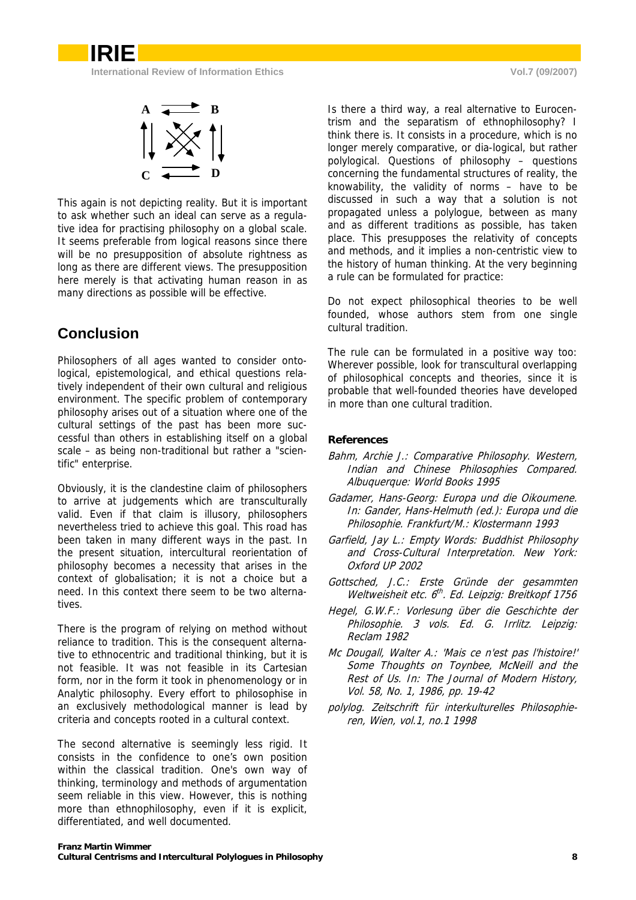A B

C D

This again is not depicting reality. But it is important to ask whether such an ideal can serve as a regulative idea for practising philosophy on a global scale. It seems preferable from logical reasons since there will be no presupposition of absolute rightness as long as there are different views. The presupposition here merely is that activating human reason in as many directions as possible will be effective.

## Conclusion

Philosophers of all ages wanted to consider ontological, epistemological, and ethical questions relatively independent of their own cultural and religious environment. The specific problem of contemporary philosophy arises out of a situation where one of the cultural settings of the past has been more successful than others in establishing itself on a global scale – as being non-traditional but rather a "scientific" enterprise.

Obviously, it is the clandestine claim of philosophers to arrive at judgements which are transculturally valid. Even if that claim is illusory, philosophers nevertheless tried to achieve this goal. This road has been taken in many different ways in the past. In the present situation, intercultural reorientation of philosophy becomes a necessity that arises in the context of globalisation; it is not a choice but a need. In this context there seem to be two alternatives.

There is the program of relying on method without reliance to tradition. This is the consequent alternative to ethnocentric and traditional thinking, but it is not feasible. It was not feasible in its Cartesian form, nor in the form it took in phenomenology or in Analytic philosophy. Every effort to philosophise in an exclusively methodological manner is lead by criteria and concepts rooted in a cultural context.

The second alternative is seemingly less rigid. It consists in the confidence to one's own position within the classical tradition. One's own way of thinking, terminology and methods of argumentation seem reliable in this view. However, this is nothing more than ethnophilosophy, even if it is explicit, differentiated, and well documented.

Is there a third way, a real alternative to Eurocentrism and the separatism of ethnophilosophy? I think there is. It consists in a procedure, which is no longer merely comparative, or dia-logical, but rather polylogical. Questions of philosophy – questions concerning the fundamental structures of reality, the knowability, the validity of norms – have to be discussed in such a way that a solution is not propagated unless a polylogue, between as many and as different traditions as possible, has taken place. This presupposes the relativity of concepts and methods, and it implies a non-centristic view to the history of human thinking. At the very beginning a rule can be formulated for practice:

Do not expect philosophical theories to be well founded, whose authors stem from one single cultural tradition.

The rule can be formulated in a positive way too: Wherever possible, look for transcultural overlapping of philosophical concepts and theories, since it is probable that well-founded theories have developed in more than one cultural tradition.

**References**

*Bahm, Archie J.: Comparative Philosophy. Western, Indian and Chinese Philosophies Compared. Albuquerque: World Books 1995*

*Gadamer, Hans-Georg: Europa und die Oikoumene. In: Gander, Hans-Helmuth (ed.): Europa und die Philosophie. Frankfurt/M.: Klostermann 1993*

*Garfield, Jay L.: Empty Words: Buddhist Philosophy and Cross-Cultural Interpretation. New York: Oxford UP 2002*

*Gottsched, J.C.: Erste Gründe der gesammten Weltweisheit etc. 6th. Ed. Leipzig: Breitkopf 1756*

*Hegel, G.W.F.: Vorlesung über die Geschichte der Philosophie. 3 vols. Ed. G. Irrlitz. Leipzig: Reclam 1982*

*Mc Dougall, Walter A.: 'Mais ce n'est pas l'histoire!' Some Thoughts on Toynbee, McNeill and the Rest of Us. In: The Journal of Modern History, Vol. 58, No. 1, 1986, pp. 19-42*

*polylog. Zeitschrift für interkulturelles Philosophieren, Wien, vol.1, no.1 1998*